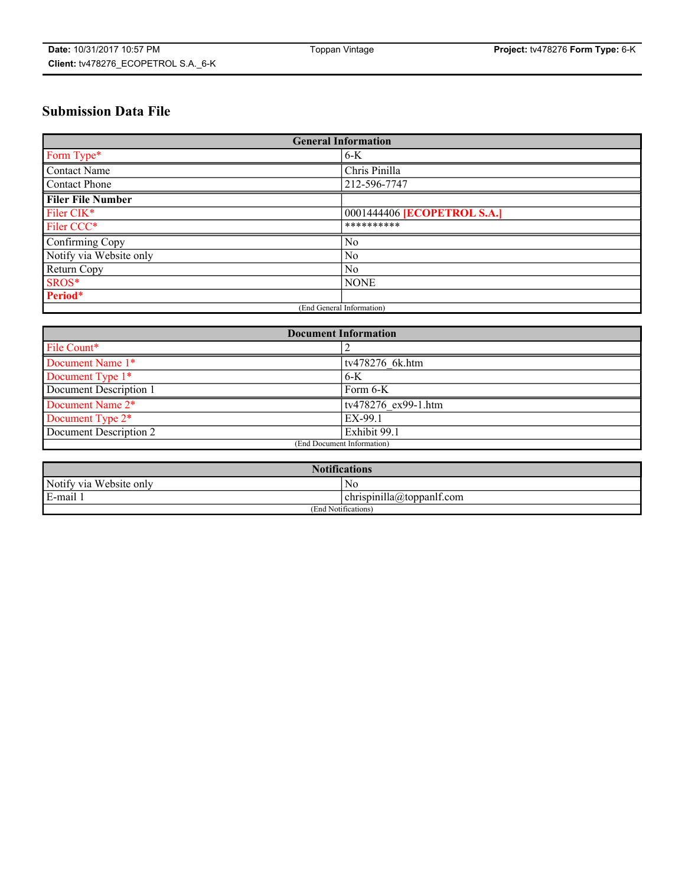# Submission Data File

| General Information | |
|---|---|
| Form Type* | 6-K |
| Contact Name | Chris Pinilla |
| Contact Phone | 212-596-7747 |
| **Filer File Number** | |
| Filer CIK* | 0001444406 **[ECOPETROL S.A.]** |
| Filer CCC* | ********** |
| Confirming Copy | No |
| Notify via Website only | No |
| Return Copy | No |
| SROS* | NONE |
| **Period*** | |
| (End General Information) | |

| Document Information | |
|---|---|
| File Count* | 2 |
| Document Name 1* | tv478276_6k.htm |
| Document Type 1* | 6-K |
| Document Description 1 | Form 6-K |
| Document Name 2* | tv478276_ex99-1.htm |
| Document Type 2* | EX-99.1 |
| Document Description 2 | Exhibit 99.1 |
| (End Document Information) | |

| Notifications | |
|---|---|
| Notify via Website only | No |
| E-mail 1 | chrispinilla@toppanlf.com |
| (End Notifications) | |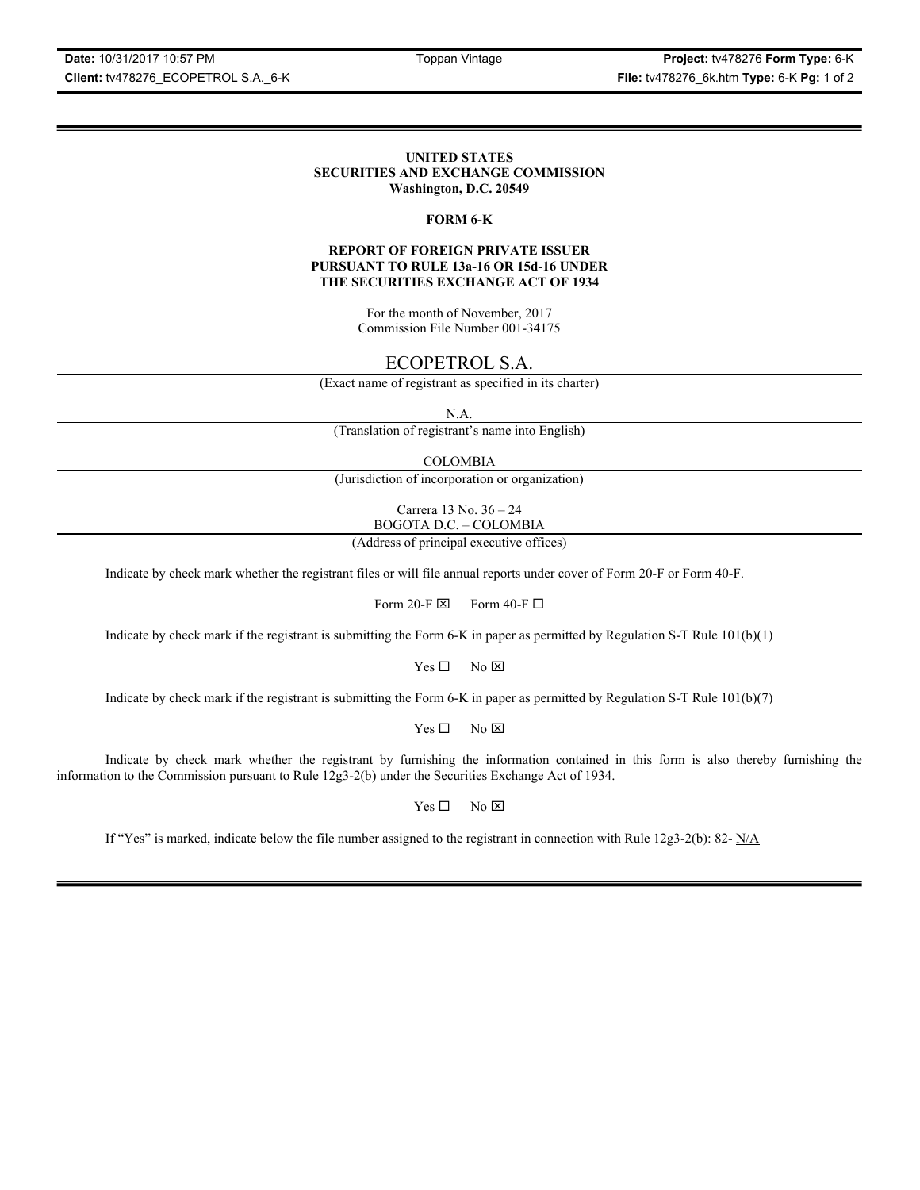**UNITED STATES**
**SECURITIES AND EXCHANGE COMMISSION**
**Washington, D.C. 20549**

**FORM 6-K**

**REPORT OF FOREIGN PRIVATE ISSUER**
**PURSUANT TO RULE 13a-16 OR 15d-16 UNDER**
**THE SECURITIES EXCHANGE ACT OF 1934**

For the month of November, 2017
Commission File Number 001-34175

ECOPETROL S.A.

(Exact name of registrant as specified in its charter)

N.A.

(Translation of registrant's name into English)

COLOMBIA

(Jurisdiction of incorporation or organization)

Carrera 13 No. 36 – 24
BOGOTA D.C. – COLOMBIA

(Address of principal executive offices)

Indicate by check mark whether the registrant files or will file annual reports under cover of Form 20-F or Form 40-F.

Form 20-F ☒ Form 40-F ☐

Indicate by check mark if the registrant is submitting the Form 6-K in paper as permitted by Regulation S-T Rule 101(b)(1)

Yes ☐ No ☒

Indicate by check mark if the registrant is submitting the Form 6-K in paper as permitted by Regulation S-T Rule 101(b)(7)

Yes ☐ No ☒

Indicate by check mark whether the registrant by furnishing the information contained in this form is also thereby furnishing the information to the Commission pursuant to Rule 12g3-2(b) under the Securities Exchange Act of 1934.

Yes ☐ No ☒

If "Yes" is marked, indicate below the file number assigned to the registrant in connection with Rule 12g3-2(b): 82- N/A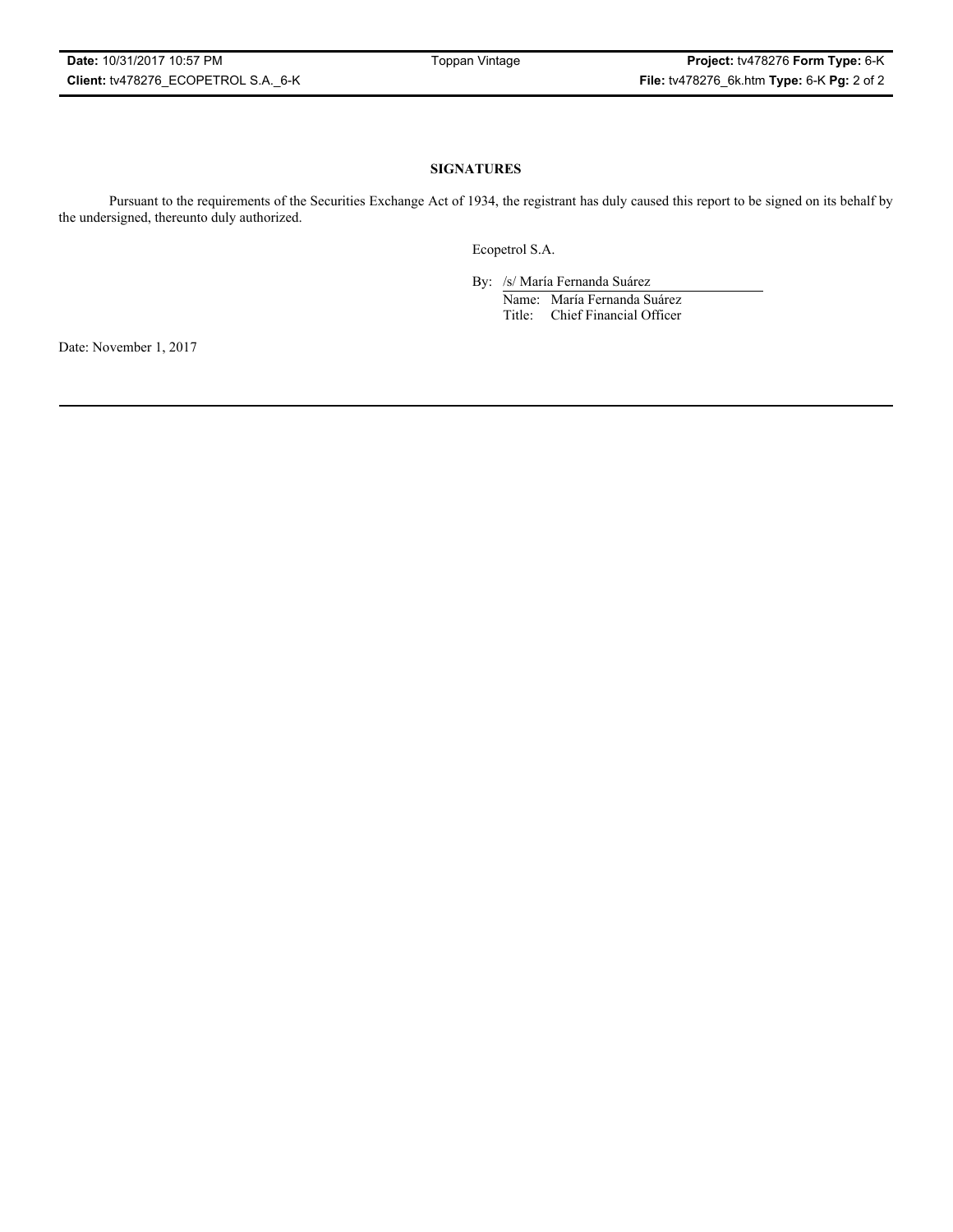## SIGNATURES

Pursuant to the requirements of the Securities Exchange Act of 1934, the registrant has duly caused this report to be signed on its behalf by the undersigned, thereunto duly authorized.

Ecopetrol S.A.

By: /s/ María Fernanda Suárez
Name: María Fernanda Suárez
Title: Chief Financial Officer

Date: November 1, 2017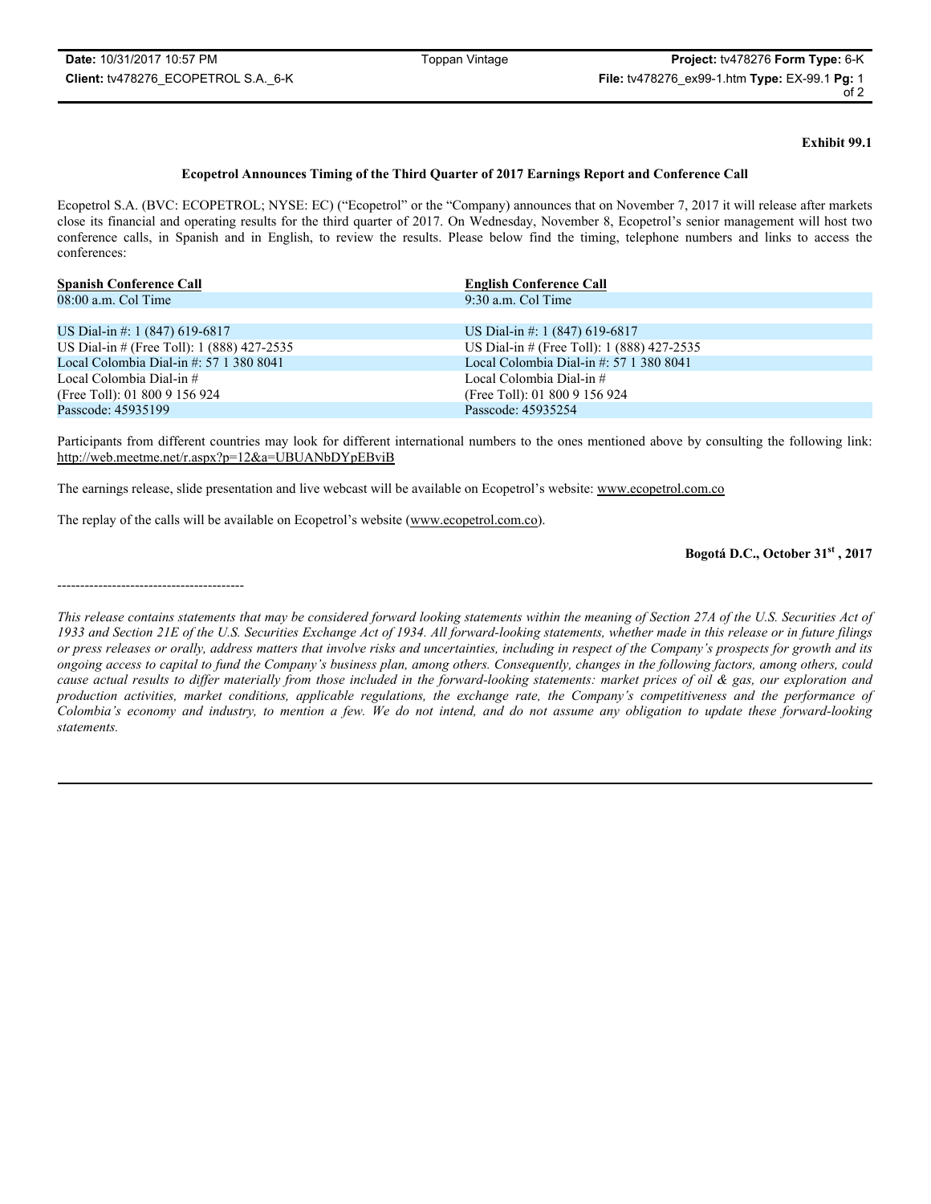**Exhibit 99.1**

**Ecopetrol Announces Timing of the Third Quarter of 2017 Earnings Report and Conference Call**

Ecopetrol S.A. (BVC: ECOPETROL; NYSE: EC) ("Ecopetrol" or the "Company) announces that on November 7, 2017 it will release after markets close its financial and operating results for the third quarter of 2017. On Wednesday, November 8, Ecopetrol's senior management will host two conference calls, in Spanish and in English, to review the results. Please below find the timing, telephone numbers and links to access the conferences:

| Spanish Conference Call | English Conference Call |
|---|---|
| 08:00 a.m. Col Time | 9:30 a.m. Col Time |
| | |
| US Dial-in #: 1 (847) 619-6817 | US Dial-in #: 1 (847) 619-6817 |
| US Dial-in # (Free Toll): 1 (888) 427-2535 | US Dial-in # (Free Toll): 1 (888) 427-2535 |
| Local Colombia Dial-in #: 57 1 380 8041 | Local Colombia Dial-in #: 57 1 380 8041 |
| Local Colombia Dial-in # (Free Toll): 01 800 9 156 924 | Local Colombia Dial-in # (Free Toll): 01 800 9 156 924 |
| Passcode: 45935199 | Passcode: 45935254 |

Participants from different countries may look for different international numbers to the ones mentioned above by consulting the following link: http://web.meetme.net/r.aspx?p=12&a=UBUANbDYpEBviB

The earnings release, slide presentation and live webcast will be available on Ecopetrol's website: www.ecopetrol.com.co

The replay of the calls will be available on Ecopetrol's website (www.ecopetrol.com.co).

**Bogotá D.C., October 31st , 2017**

-----------------------------------------

*This release contains statements that may be considered forward looking statements within the meaning of Section 27A of the U.S. Securities Act of 1933 and Section 21E of the U.S. Securities Exchange Act of 1934. All forward-looking statements, whether made in this release or in future filings or press releases or orally, address matters that involve risks and uncertainties, including in respect of the Company's prospects for growth and its ongoing access to capital to fund the Company's business plan, among others. Consequently, changes in the following factors, among others, could cause actual results to differ materially from those included in the forward-looking statements: market prices of oil & gas, our exploration and production activities, market conditions, applicable regulations, the exchange rate, the Company's competitiveness and the performance of Colombia's economy and industry, to mention a few. We do not intend, and do not assume any obligation to update these forward-looking statements.*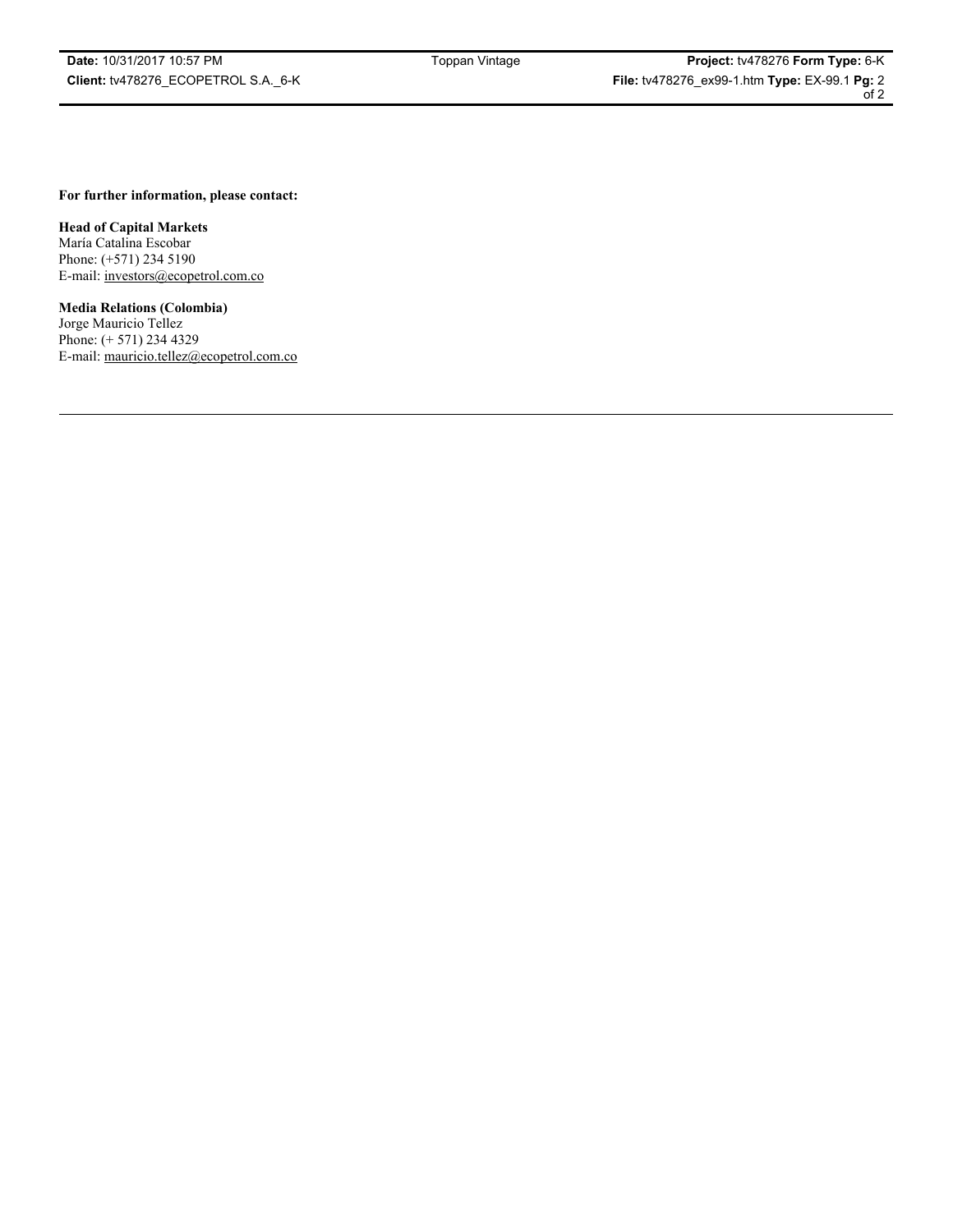**For further information, please contact:**

**Head of Capital Markets**
María Catalina Escobar
Phone: (+571) 234 5190
E-mail: investors@ecopetrol.com.co

**Media Relations (Colombia)**
Jorge Mauricio Tellez
Phone: (+ 571) 234 4329
E-mail: mauricio.tellez@ecopetrol.com.co